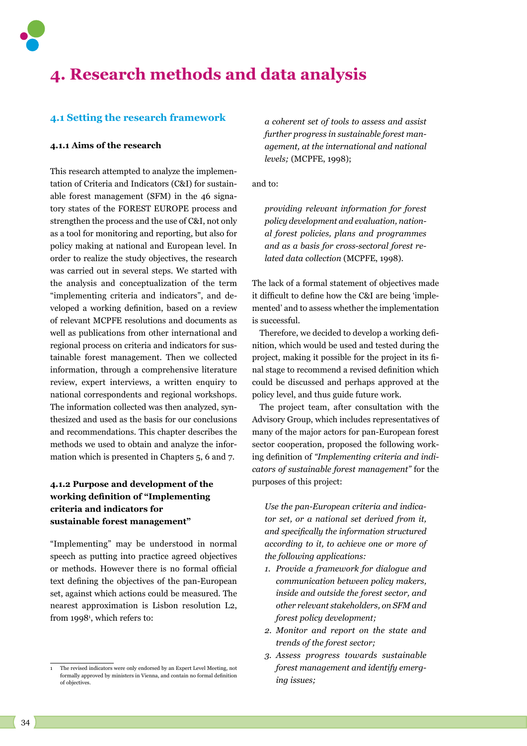# 4. Research methods and data analysis

## 4.1 Setting the research framework

### 4.1.1 Aims of the research

This research attempted to analyze the implementation of Criteria and Indicators (C&I) for sustainable forest management (SFM) in the 46 signatory states of the FOREST EUROPE process and strengthen the process and the use of C&I, not only as a tool for monitoring and reporting, but also for policy making at national and European level. In order to realize the study objectives, the research was carried out in several steps. We started with the analysis and conceptualization of the term "implementing criteria and indicators", and developed a working definition, based on a review of relevant MCPFE resolutions and documents as well as publications from other international and regional process on criteria and indicators for sustainable forest management. Then we collected information, through a comprehensive literature review, expert interviews, a written enquiry to national correspondents and regional workshops. The information collected was then analyzed, synthesized and used as the basis for our conclusions and recommendations. This chapter describes the methods we used to obtain and analyze the information which is presented in Chapters 5, 6 and 7.

### 4.1.2 Purpose and development of the working definition of "Implementing criteria and indicators for sustainable forest management"

"Implementing" may be understood in normal speech as putting into practice agreed objectives or methods. However there is no formal official text defining the objectives of the pan-European set, against which actions could be measured. The nearest approximation is Lisbon resolution L2, from 1998[1], which refers to:

> *a coherent set of tools to assess and assist further progress in sustainable forest management, at the international and national levels;* (MCPFE, 1998);

and to:

> *providing relevant information for forest policy development and evaluation, national forest policies, plans and programmes and as a basis for cross-sectoral forest related data collection* (MCPFE, 1998).

The lack of a formal statement of objectives made it difficult to define how the C&I are being 'implemented' and to assess whether the implementation is successful.

Therefore, we decided to develop a working definition, which would be used and tested during the project, making it possible for the project in its final stage to recommend a revised definition which could be discussed and perhaps approved at the policy level, and thus guide future work.

The project team, after consultation with the Advisory Group, which includes representatives of many of the major actors for pan-European forest sector cooperation, proposed the following working definition of *"Implementing criteria and indicators of sustainable forest management"* for the purposes of this project:

> *Use the pan-European criteria and indicator set, or a national set derived from it, and specifically the information structured according to it, to achieve one or more of the following applications:*
>
> 1. *Provide a framework for dialogue and communication between policy makers, inside and outside the forest sector, and other relevant stakeholders, on SFM and forest policy development;*
> 2. *Monitor and report on the state and trends of the forest sector;*
> 3. *Assess progress towards sustainable forest management and identify emerging issues;*

[1] The revised indicators were only endorsed by an Expert Level Meeting, not formally approved by ministers in Vienna, and contain no formal definition of objectives.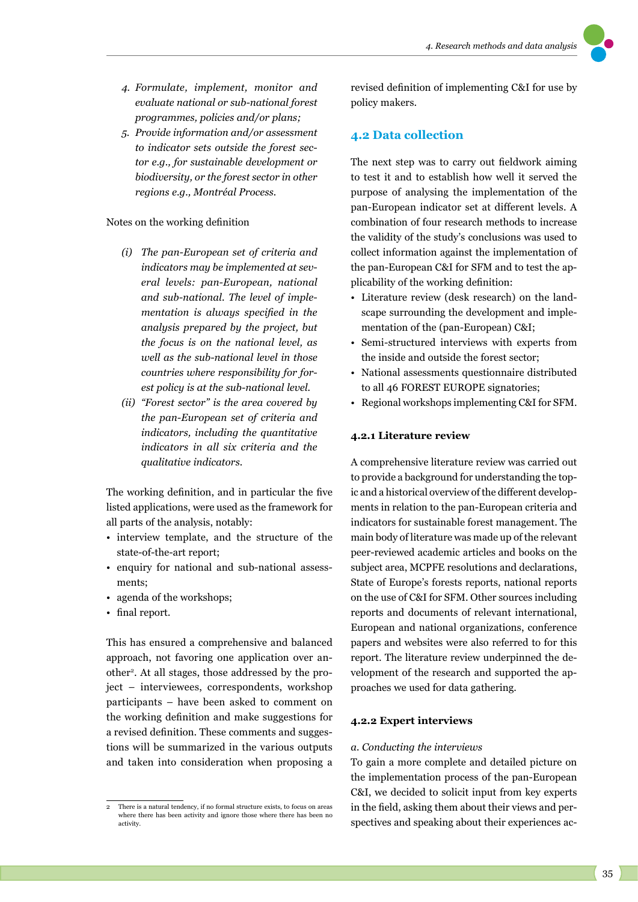4. *Formulate, implement, monitor and evaluate national or sub-national forest programmes, policies and/or plans;*
5. *Provide information and/or assessment to indicator sets outside the forest sector e.g., for sustainable development or biodiversity, or the forest sector in other regions e.g., Montréal Process.*

Notes on the working definition

- *(i) The pan-European set of criteria and indicators may be implemented at several levels: pan-European, national and sub-national. The level of implementation is always specified in the analysis prepared by the project, but the focus is on the national level, as well as the sub-national level in those countries where responsibility for forest policy is at the sub-national level.*
- *(ii) "Forest sector" is the area covered by the pan-European set of criteria and indicators, including the quantitative indicators in all six criteria and the qualitative indicators.*

The working definition, and in particular the five listed applications, were used as the framework for all parts of the analysis, notably:

- interview template, and the structure of the state-of-the-art report;
- enquiry for national and sub-national assessments;
- agenda of the workshops;
- final report.

This has ensured a comprehensive and balanced approach, not favoring one application over another[2]. At all stages, those addressed by the project – interviewees, correspondents, workshop participants – have been asked to comment on the working definition and make suggestions for a revised definition. These comments and suggestions will be summarized in the various outputs and taken into consideration when proposing a revised definition of implementing C&I for use by policy makers.

[2] There is a natural tendency, if no formal structure exists, to focus on areas where there has been activity and ignore those where there has been no activity.

## 4.2 Data collection

The next step was to carry out fieldwork aiming to test it and to establish how well it served the purpose of analysing the implementation of the pan-European indicator set at different levels. A combination of four research methods to increase the validity of the study's conclusions was used to collect information against the implementation of the pan-European C&I for SFM and to test the applicability of the working definition:

- Literature review (desk research) on the landscape surrounding the development and implementation of the (pan-European) C&I;
- Semi-structured interviews with experts from the inside and outside the forest sector;
- National assessments questionnaire distributed to all 46 FOREST EUROPE signatories;
- Regional workshops implementing C&I for SFM.

### 4.2.1 Literature review

A comprehensive literature review was carried out to provide a background for understanding the topic and a historical overview of the different developments in relation to the pan-European criteria and indicators for sustainable forest management. The main body of literature was made up of the relevant peer-reviewed academic articles and books on the subject area, MCPFE resolutions and declarations, State of Europe's forests reports, national reports on the use of C&I for SFM. Other sources including reports and documents of relevant international, European and national organizations, conference papers and websites were also referred to for this report. The literature review underpinned the development of the research and supported the approaches we used for data gathering.

### 4.2.2 Expert interviews

*a. Conducting the interviews*

To gain a more complete and detailed picture on the implementation process of the pan-European C&I, we decided to solicit input from key experts in the field, asking them about their views and perspectives and speaking about their experiences ac-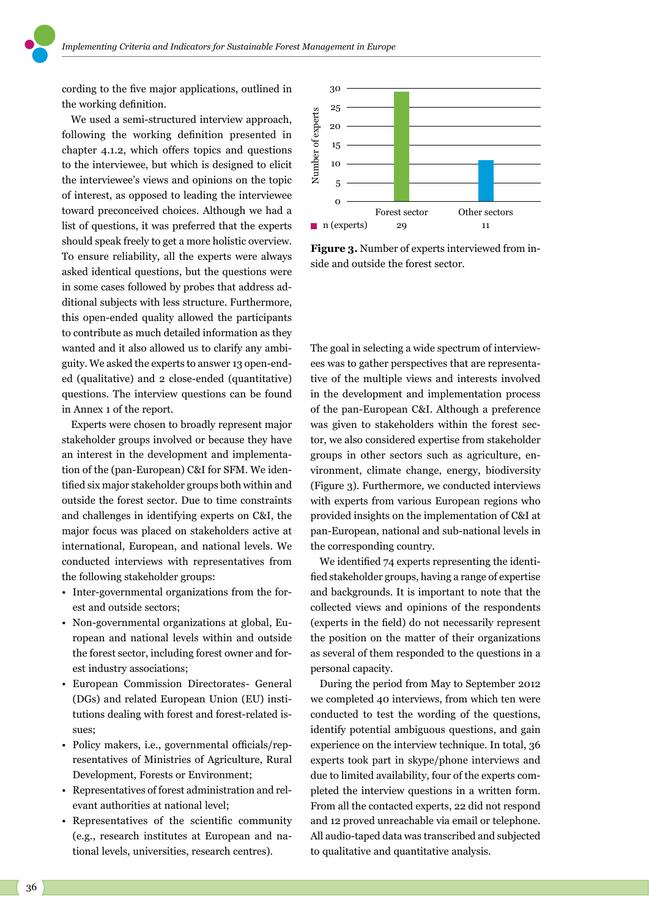cording to the five major applications, outlined in the working definition.

We used a semi-structured interview approach, following the working definition presented in chapter 4.1.2, which offers topics and questions to the interviewee, but which is designed to elicit the interviewee's views and opinions on the topic of interest, as opposed to leading the interviewee toward preconceived choices. Although we had a list of questions, it was preferred that the experts should speak freely to get a more holistic overview. To ensure reliability, all the experts were always asked identical questions, but the questions were in some cases followed by probes that address additional subjects with less structure. Furthermore, this open-ended quality allowed the participants to contribute as much detailed information as they wanted and it also allowed us to clarify any ambiguity. We asked the experts to answer 13 open-ended (qualitative) and 2 close-ended (quantitative) questions. The interview questions can be found in Annex 1 of the report.

Experts were chosen to broadly represent major stakeholder groups involved or because they have an interest in the development and implementation of the (pan-European) C&I for SFM. We identified six major stakeholder groups both within and outside the forest sector. Due to time constraints and challenges in identifying experts on C&I, the major focus was placed on stakeholders active at international, European, and national levels. We conducted interviews with representatives from the following stakeholder groups:

- Inter-governmental organizations from the forest and outside sectors;
- Non-governmental organizations at global, European and national levels within and outside the forest sector, including forest owner and forest industry associations;
- European Commission Directorates- General (DGs) and related European Union (EU) institutions dealing with forest and forest-related issues;
- Policy makers, i.e., governmental officials/representatives of Ministries of Agriculture, Rural Development, Forests or Environment;
- Representatives of forest administration and relevant authorities at national level;
- Representatives of the scientific community (e.g., research institutes at European and national levels, universities, research centres).

| | Forest sector | Other sectors |
|---|---|---|
| n (experts) | 29 | 11 |

**Figure 3.** Number of experts interviewed from inside and outside the forest sector.

The goal in selecting a wide spectrum of interviewees was to gather perspectives that are representative of the multiple views and interests involved in the development and implementation process of the pan-European C&I. Although a preference was given to stakeholders within the forest sector, we also considered expertise from stakeholder groups in other sectors such as agriculture, environment, climate change, energy, biodiversity (Figure 3). Furthermore, we conducted interviews with experts from various European regions who provided insights on the implementation of C&I at pan-European, national and sub-national levels in the corresponding country.

We identified 74 experts representing the identified stakeholder groups, having a range of expertise and backgrounds. It is important to note that the collected views and opinions of the respondents (experts in the field) do not necessarily represent the position on the matter of their organizations as several of them responded to the questions in a personal capacity.

During the period from May to September 2012 we completed 40 interviews, from which ten were conducted to test the wording of the questions, identify potential ambiguous questions, and gain experience on the interview technique. In total, 36 experts took part in skype/phone interviews and due to limited availability, four of the experts completed the interview questions in a written form. From all the contacted experts, 22 did not respond and 12 proved unreachable via email or telephone. All audio-taped data was transcribed and subjected to qualitative and quantitative analysis.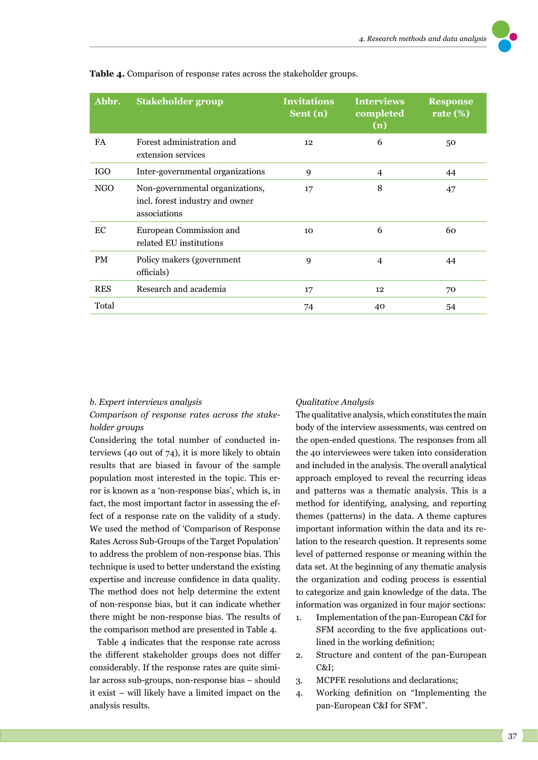**Table 4.** Comparison of response rates across the stakeholder groups.

| Abbr. | Stakeholder group | Invitations Sent (n) | Interviews completed (n) | Response rate (%) |
|---|---|---|---|---|
| FA | Forest administration and extension services | 12 | 6 | 50 |
| IGO | Inter-governmental organizations | 9 | 4 | 44 |
| NGO | Non-governmental organizations, incl. forest industry and owner associations | 17 | 8 | 47 |
| EC | European Commission and related EU institutions | 10 | 6 | 60 |
| PM | Policy makers (government officials) | 9 | 4 | 44 |
| RES | Research and academia | 17 | 12 | 70 |
| Total | | 74 | 40 | 54 |

*b. Expert interviews analysis*

*Comparison of response rates across the stakeholder groups*

Considering the total number of conducted interviews (40 out of 74), it is more likely to obtain results that are biased in favour of the sample population most interested in the topic. This error is known as a 'non-response bias', which is, in fact, the most important factor in assessing the effect of a response rate on the validity of a study. We used the method of 'Comparison of Response Rates Across Sub-Groups of the Target Population' to address the problem of non-response bias. This technique is used to better understand the existing expertise and increase confidence in data quality. The method does not help determine the extent of non-response bias, but it can indicate whether there might be non-response bias. The results of the comparison method are presented in Table 4.

Table 4 indicates that the response rate across the different stakeholder groups does not differ considerably. If the response rates are quite similar across sub-groups, non-response bias – should it exist – will likely have a limited impact on the analysis results.

*Qualitative Analysis*

The qualitative analysis, which constitutes the main body of the interview assessments, was centred on the open-ended questions. The responses from all the 40 interviewees were taken into consideration and included in the analysis. The overall analytical approach employed to reveal the recurring ideas and patterns was a thematic analysis. This is a method for identifying, analysing, and reporting themes (patterns) in the data. A theme captures important information within the data and its relation to the research question. It represents some level of patterned response or meaning within the data set. At the beginning of any thematic analysis the organization and coding process is essential to categorize and gain knowledge of the data. The information was organized in four major sections:

1. Implementation of the pan-European C&I for SFM according to the five applications outlined in the working definition;
2. Structure and content of the pan-European C&I;
3. MCPFE resolutions and declarations;
4. Working definition on "Implementing the pan-European C&I for SFM".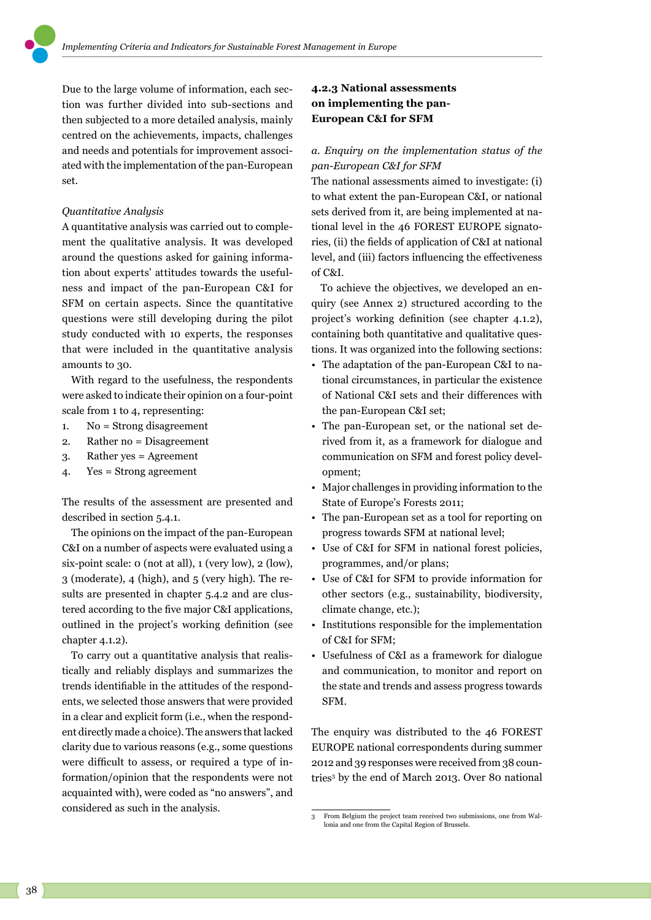Due to the large volume of information, each section was further divided into sub-sections and then subjected to a more detailed analysis, mainly centred on the achievements, impacts, challenges and needs and potentials for improvement associated with the implementation of the pan-European set.

*Quantitative Analysis*

A quantitative analysis was carried out to complement the qualitative analysis. It was developed around the questions asked for gaining information about experts' attitudes towards the usefulness and impact of the pan-European C&I for SFM on certain aspects. Since the quantitative questions were still developing during the pilot study conducted with 10 experts, the responses that were included in the quantitative analysis amounts to 30.

With regard to the usefulness, the respondents were asked to indicate their opinion on a four-point scale from 1 to 4, representing:

1. No = Strong disagreement
2. Rather no = Disagreement
3. Rather yes = Agreement
4. Yes = Strong agreement

The results of the assessment are presented and described in section 5.4.1.

The opinions on the impact of the pan-European C&I on a number of aspects were evaluated using a six-point scale: 0 (not at all), 1 (very low), 2 (low), 3 (moderate), 4 (high), and 5 (very high). The results are presented in chapter 5.4.2 and are clustered according to the five major C&I applications, outlined in the project's working definition (see chapter 4.1.2).

To carry out a quantitative analysis that realistically and reliably displays and summarizes the trends identifiable in the attitudes of the respondents, we selected those answers that were provided in a clear and explicit form (i.e., when the respondent directly made a choice). The answers that lacked clarity due to various reasons (e.g., some questions were difficult to assess, or required a type of information/opinion that the respondents were not acquainted with), were coded as "no answers", and considered as such in the analysis.

### 4.2.3 National assessments on implementing the pan-European C&I for SFM

*a. Enquiry on the implementation status of the pan-European C&I for SFM*

The national assessments aimed to investigate: (i) to what extent the pan-European C&I, or national sets derived from it, are being implemented at national level in the 46 FOREST EUROPE signatories, (ii) the fields of application of C&I at national level, and (iii) factors influencing the effectiveness of C&I.

To achieve the objectives, we developed an enquiry (see Annex 2) structured according to the project's working definition (see chapter 4.1.2), containing both quantitative and qualitative questions. It was organized into the following sections:

- The adaptation of the pan-European C&I to national circumstances, in particular the existence of National C&I sets and their differences with the pan-European C&I set;
- The pan-European set, or the national set derived from it, as a framework for dialogue and communication on SFM and forest policy development;
- Major challenges in providing information to the State of Europe's Forests 2011;
- The pan-European set as a tool for reporting on progress towards SFM at national level;
- Use of C&I for SFM in national forest policies, programmes, and/or plans;
- Use of C&I for SFM to provide information for other sectors (e.g., sustainability, biodiversity, climate change, etc.);
- Institutions responsible for the implementation of C&I for SFM;
- Usefulness of C&I as a framework for dialogue and communication, to monitor and report on the state and trends and assess progress towards SFM.

The enquiry was distributed to the 46 FOREST EUROPE national correspondents during summer 2012 and 39 responses were received from 38 countries[3] by the end of March 2013. Over 80 national

---

[3] From Belgium the project team received two submissions, one from Wallonia and one from the Capital Region of Brussels.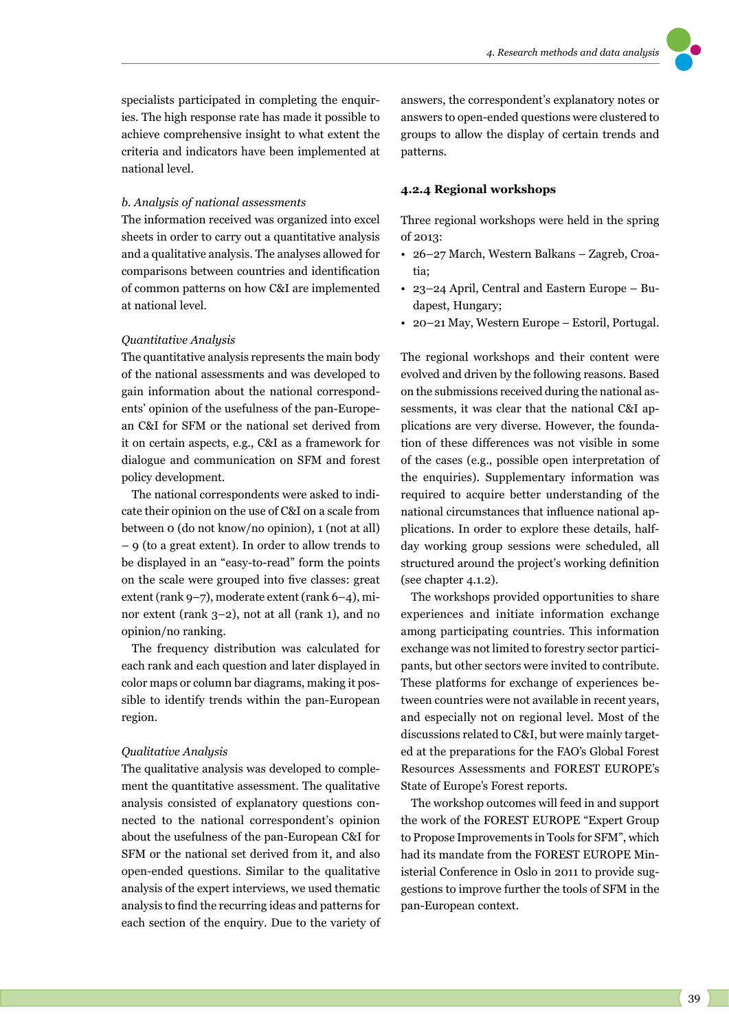specialists participated in completing the enquiries. The high response rate has made it possible to achieve comprehensive insight to what extent the criteria and indicators have been implemented at national level.

*b. Analysis of national assessments*

The information received was organized into excel sheets in order to carry out a quantitative analysis and a qualitative analysis. The analyses allowed for comparisons between countries and identification of common patterns on how C&I are implemented at national level.

*Quantitative Analysis*

The quantitative analysis represents the main body of the national assessments and was developed to gain information about the national correspondents' opinion of the usefulness of the pan-European C&I for SFM or the national set derived from it on certain aspects, e.g., C&I as a framework for dialogue and communication on SFM and forest policy development.

The national correspondents were asked to indicate their opinion on the use of C&I on a scale from between 0 (do not know/no opinion), 1 (not at all) – 9 (to a great extent). In order to allow trends to be displayed in an "easy-to-read" form the points on the scale were grouped into five classes: great extent (rank 9–7), moderate extent (rank 6–4), minor extent (rank 3–2), not at all (rank 1), and no opinion/no ranking.

The frequency distribution was calculated for each rank and each question and later displayed in color maps or column bar diagrams, making it possible to identify trends within the pan-European region.

*Qualitative Analysis*

The qualitative analysis was developed to complement the quantitative assessment. The qualitative analysis consisted of explanatory questions connected to the national correspondent's opinion about the usefulness of the pan-European C&I for SFM or the national set derived from it, and also open-ended questions. Similar to the qualitative analysis of the expert interviews, we used thematic analysis to find the recurring ideas and patterns for each section of the enquiry. Due to the variety of answers, the correspondent's explanatory notes or answers to open-ended questions were clustered to groups to allow the display of certain trends and patterns.

#### 4.2.4 Regional workshops

Three regional workshops were held in the spring of 2013:

- 26–27 March, Western Balkans – Zagreb, Croatia;
- 23–24 April, Central and Eastern Europe – Budapest, Hungary;
- 20–21 May, Western Europe – Estoril, Portugal.

The regional workshops and their content were evolved and driven by the following reasons. Based on the submissions received during the national assessments, it was clear that the national C&I applications are very diverse. However, the foundation of these differences was not visible in some of the cases (e.g., possible open interpretation of the enquiries). Supplementary information was required to acquire better understanding of the national circumstances that influence national applications. In order to explore these details, half-day working group sessions were scheduled, all structured around the project's working definition (see chapter 4.1.2).

The workshops provided opportunities to share experiences and initiate information exchange among participating countries. This information exchange was not limited to forestry sector participants, but other sectors were invited to contribute. These platforms for exchange of experiences between countries were not available in recent years, and especially not on regional level. Most of the discussions related to C&I, but were mainly targeted at the preparations for the FAO's Global Forest Resources Assessments and FOREST EUROPE's State of Europe's Forest reports.

The workshop outcomes will feed in and support the work of the FOREST EUROPE "Expert Group to Propose Improvements in Tools for SFM", which had its mandate from the FOREST EUROPE Ministerial Conference in Oslo in 2011 to provide suggestions to improve further the tools of SFM in the pan-European context.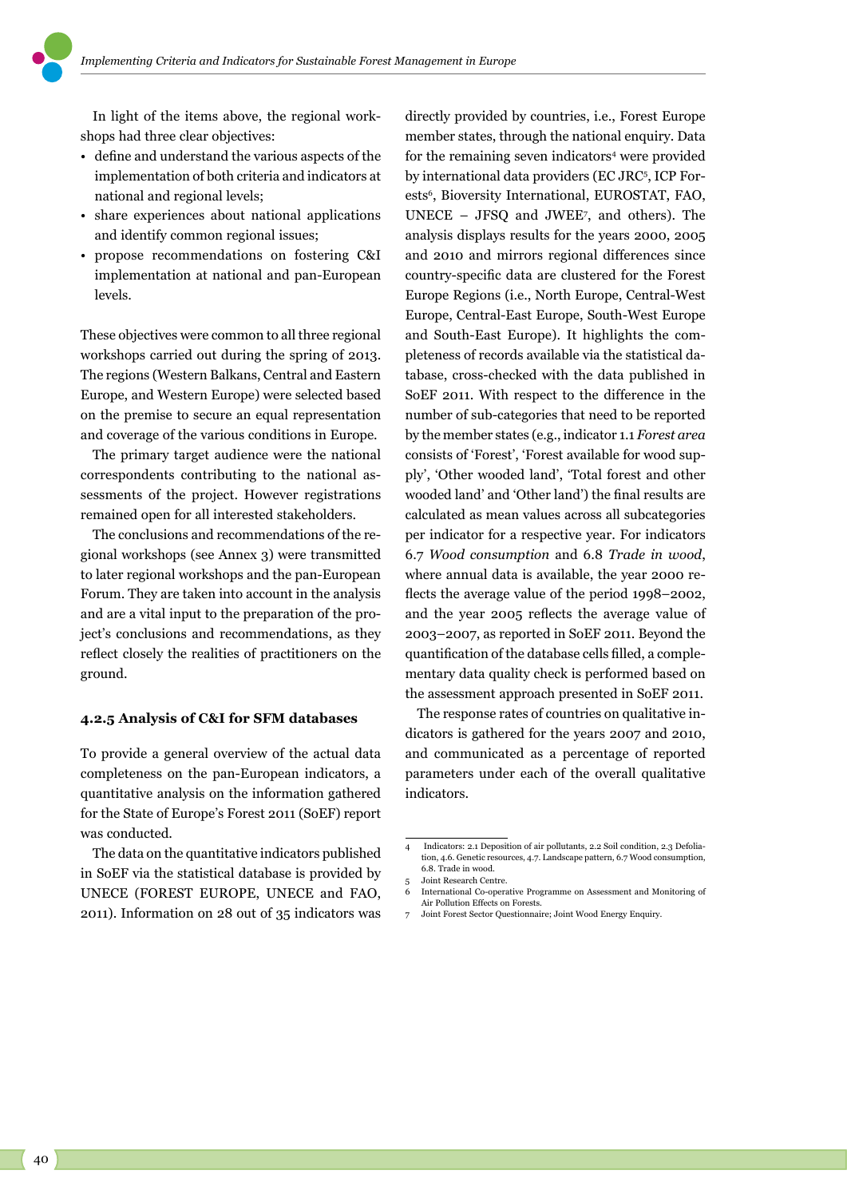In light of the items above, the regional workshops had three clear objectives:

- define and understand the various aspects of the implementation of both criteria and indicators at national and regional levels;
- share experiences about national applications and identify common regional issues;
- propose recommendations on fostering C&I implementation at national and pan-European levels.

These objectives were common to all three regional workshops carried out during the spring of 2013. The regions (Western Balkans, Central and Eastern Europe, and Western Europe) were selected based on the premise to secure an equal representation and coverage of the various conditions in Europe.

The primary target audience were the national correspondents contributing to the national assessments of the project. However registrations remained open for all interested stakeholders.

The conclusions and recommendations of the regional workshops (see Annex 3) were transmitted to later regional workshops and the pan-European Forum. They are taken into account in the analysis and are a vital input to the preparation of the project's conclusions and recommendations, as they reflect closely the realities of practitioners on the ground.

#### 4.2.5 Analysis of C&I for SFM databases

To provide a general overview of the actual data completeness on the pan-European indicators, a quantitative analysis on the information gathered for the State of Europe's Forest 2011 (SoEF) report was conducted.

The data on the quantitative indicators published in SoEF via the statistical database is provided by UNECE (FOREST EUROPE, UNECE and FAO, 2011). Information on 28 out of 35 indicators was directly provided by countries, i.e., Forest Europe member states, through the national enquiry. Data for the remaining seven indicators[4] were provided by international data providers (EC JRC[5], ICP Forests[6], Bioversity International, EUROSTAT, FAO, UNECE – JFSQ and JWEE[7], and others). The analysis displays results for the years 2000, 2005 and 2010 and mirrors regional differences since country-specific data are clustered for the Forest Europe Regions (i.e., North Europe, Central-West Europe, Central-East Europe, South-West Europe and South-East Europe). It highlights the completeness of records available via the statistical database, cross-checked with the data published in SoEF 2011. With respect to the difference in the number of sub-categories that need to be reported by the member states (e.g., indicator 1.1 *Forest area* consists of 'Forest', 'Forest available for wood supply', 'Other wooded land', 'Total forest and other wooded land' and 'Other land') the final results are calculated as mean values across all subcategories per indicator for a respective year. For indicators 6.7 *Wood consumption* and 6.8 *Trade in wood*, where annual data is available, the year 2000 reflects the average value of the period 1998–2002, and the year 2005 reflects the average value of 2003–2007, as reported in SoEF 2011. Beyond the quantification of the database cells filled, a complementary data quality check is performed based on the assessment approach presented in SoEF 2011.

The response rates of countries on qualitative indicators is gathered for the years 2007 and 2010, and communicated as a percentage of reported parameters under each of the overall qualitative indicators.

---

4 Indicators: 2.1 Deposition of air pollutants, 2.2 Soil condition, 2.3 Defoliation, 4.6. Genetic resources, 4.7. Landscape pattern, 6.7 Wood consumption, 6.8. Trade in wood.

5 Joint Research Centre.

6 International Co-operative Programme on Assessment and Monitoring of Air Pollution Effects on Forests.

7 Joint Forest Sector Questionnaire; Joint Wood Energy Enquiry.